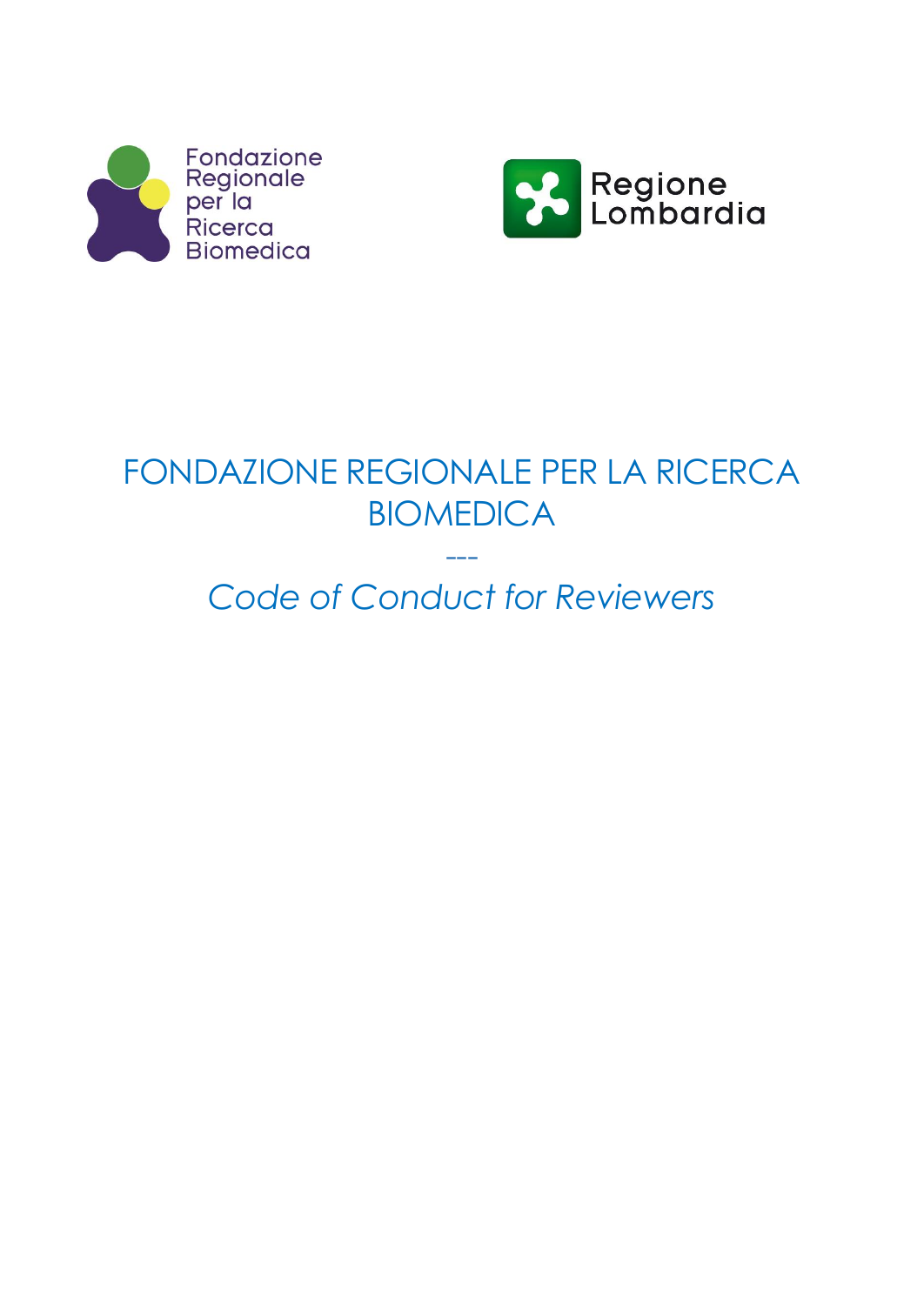# FONDAZIONE REGIONALE PER LA RICERCA BIOMEDICA

---

## *Code of Conduct for Reviewers*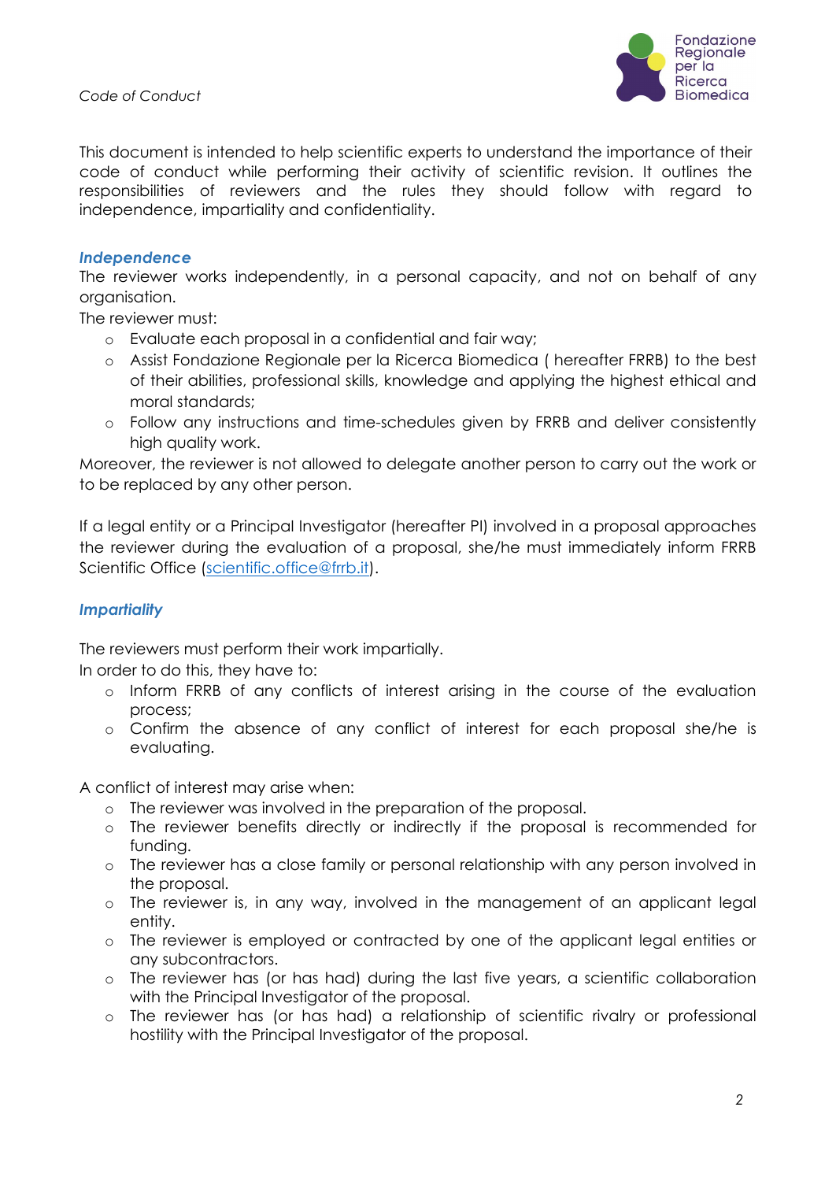This document is intended to help scientific experts to understand the importance of their code of conduct while performing their activity of scientific revision. It outlines the responsibilities of reviewers and the rules they should follow with regard to independence, impartiality and confidentiality.

## *Independence*

The reviewer works independently, in a personal capacity, and not on behalf of any organisation.

The reviewer must:

- Evaluate each proposal in a confidential and fair way;
- Assist Fondazione Regionale per la Ricerca Biomedica ( hereafter FRRB) to the best of their abilities, professional skills, knowledge and applying the highest ethical and moral standards;
- Follow any instructions and time-schedules given by FRRB and deliver consistently high quality work.

Moreover, the reviewer is not allowed to delegate another person to carry out the work or to be replaced by any other person.

If a legal entity or a Principal Investigator (hereafter PI) involved in a proposal approaches the reviewer during the evaluation of a proposal, she/he must immediately inform FRRB Scientific Office (scientific.office@frrb.it).

## *Impartiality*

The reviewers must perform their work impartially.

In order to do this, they have to:

- Inform FRRB of any conflicts of interest arising in the course of the evaluation process;
- Confirm the absence of any conflict of interest for each proposal she/he is evaluating.

A conflict of interest may arise when:

- The reviewer was involved in the preparation of the proposal.
- The reviewer benefits directly or indirectly if the proposal is recommended for funding.
- The reviewer has a close family or personal relationship with any person involved in the proposal.
- The reviewer is, in any way, involved in the management of an applicant legal entity.
- The reviewer is employed or contracted by one of the applicant legal entities or any subcontractors.
- The reviewer has (or has had) during the last five years, a scientific collaboration with the Principal Investigator of the proposal.
- The reviewer has (or has had) a relationship of scientific rivalry or professional hostility with the Principal Investigator of the proposal.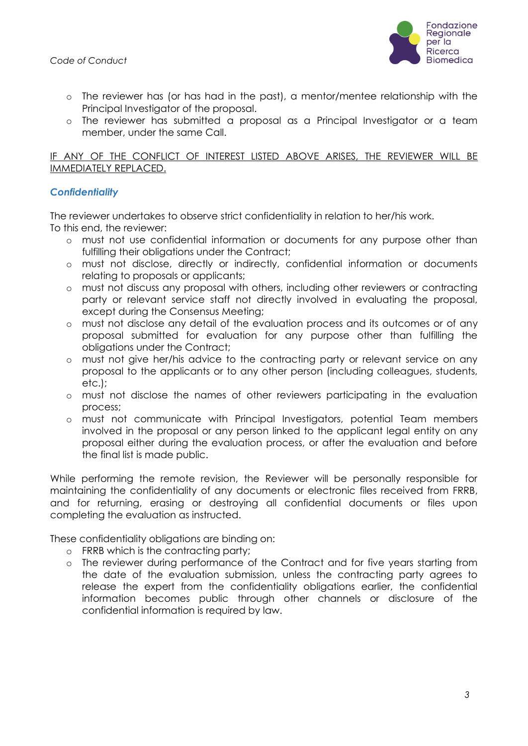- The reviewer has (or has had in the past), a mentor/mentee relationship with the Principal Investigator of the proposal.
- The reviewer has submitted a proposal as a Principal Investigator or a team member, under the same Call.

<u>IF ANY OF THE CONFLICT OF INTEREST LISTED ABOVE ARISES, THE REVIEWER WILL BE IMMEDIATELY REPLACED.</u>

### *Confidentiality*

The reviewer undertakes to observe strict confidentiality in relation to her/his work.
To this end, the reviewer:

- must not use confidential information or documents for any purpose other than fulfilling their obligations under the Contract;
- must not disclose, directly or indirectly, confidential information or documents relating to proposals or applicants;
- must not discuss any proposal with others, including other reviewers or contracting party or relevant service staff not directly involved in evaluating the proposal, except during the Consensus Meeting;
- must not disclose any detail of the evaluation process and its outcomes or of any proposal submitted for evaluation for any purpose other than fulfilling the obligations under the Contract;
- must not give her/his advice to the contracting party or relevant service on any proposal to the applicants or to any other person (including colleagues, students, etc.);
- must not disclose the names of other reviewers participating in the evaluation process;
- must not communicate with Principal Investigators, potential Team members involved in the proposal or any person linked to the applicant legal entity on any proposal either during the evaluation process, or after the evaluation and before the final list is made public.

While performing the remote revision, the Reviewer will be personally responsible for maintaining the confidentiality of any documents or electronic files received from FRRB, and for returning, erasing or destroying all confidential documents or files upon completing the evaluation as instructed.

These confidentiality obligations are binding on:

- FRRB which is the contracting party;
- The reviewer during performance of the Contract and for five years starting from the date of the evaluation submission, unless the contracting party agrees to release the expert from the confidentiality obligations earlier, the confidential information becomes public through other channels or disclosure of the confidential information is required by law.